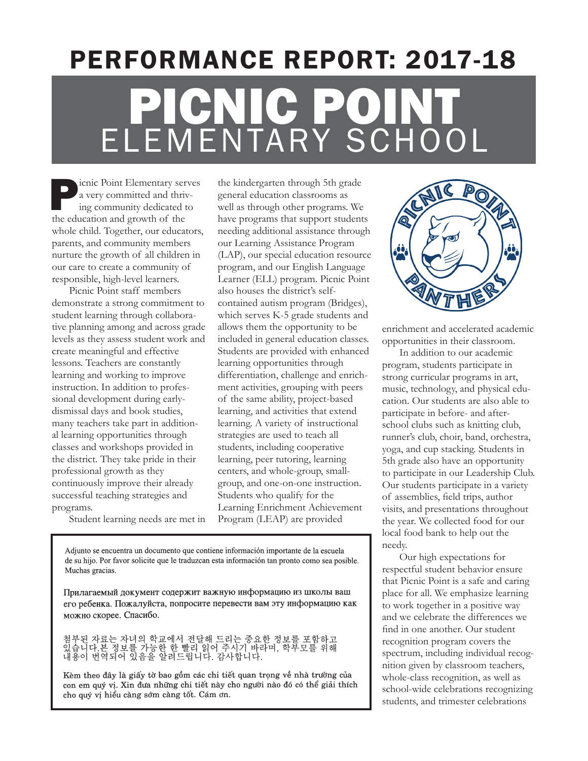# PERFORMANCE REPORT: 2017-18

# PICNIC POINT ELEMENTARY SCHOOL

Picnic Point Elementary serves a very committed and thriving community dedicated to the education and growth of the whole child. Together, our educators, parents, and community members nurture the growth of all children in our care to create a community of responsible, high-level learners.

Picnic Point staff members demonstrate a strong commitment to student learning through collaborative planning among and across grade levels as they assess student work and create meaningful and effective lessons. Teachers are constantly learning and working to improve instruction. In addition to professional development during early-dismissal days and book studies, many teachers take part in additional learning opportunities through classes and workshops provided in the district. They take pride in their professional growth as they continuously improve their already successful teaching strategies and programs.

Student learning needs are met in the kindergarten through 5th grade general education classrooms as well as through other programs. We have programs that support students needing additional assistance through our Learning Assistance Program (LAP), our special education resource program, and our English Language Learner (ELL) program. Picnic Point also houses the district's self-contained autism program (Bridges), which serves K-5 grade students and allows them the opportunity to be included in general education classes. Students are provided with enhanced learning opportunities through differentiation, challenge and enrichment activities, grouping with peers of the same ability, project-based learning, and activities that extend learning. A variety of instructional strategies are used to teach all students, including cooperative learning, peer tutoring, learning centers, and whole-group, small-group, and one-on-one instruction. Students who qualify for the Learning Enrichment Achievement Program (LEAP) are provided enrichment and accelerated academic opportunities in their classroom.

In addition to our academic program, students participate in strong curricular programs in art, music, technology, and physical education. Our students are also able to participate in before- and after-school clubs such as knitting club, runner's club, choir, band, orchestra, yoga, and cup stacking. Students in 5th grade also have an opportunity to participate in our Leadership Club. Our students participate in a variety of assemblies, field trips, author visits, and presentations throughout the year. We collected food for our local food bank to help out the needy.

Our high expectations for respectful student behavior ensure that Picnic Point is a safe and caring place for all. We emphasize learning to work together in a positive way and we celebrate the differences we find in one another. Our student recognition program covers the spectrum, including individual recognition given by classroom teachers, whole-class recognition, as well as school-wide celebrations recognizing students, and trimester celebrations

Adjunto se encuentra un documento que contiene información importante de la escuela de su hijo. Por favor solicite que le traduzcan esta información tan pronto como sea posible. Muchas gracias.

Прилагаемый документ содержит важную информацию из школы ваш его ребенка. Пожалуйста, попросите перевести вам эту информацию как можно скорее. Спасибо.

첨부된 자료는 자녀의 학교에서 전달해 드리는 중요한 정보를 포함하고 있습니다.본 정보를 가능한 한 빨리 읽어 주시기 바라며, 학부모를 위해 내용이 번역되어 있음을 알려드립니다. 감사합니다.

Kèm theo đây là giấy tờ bao gồm các chi tiết quan trọng về nhà trường của con em quý vị. Xin đưa những chi tiết này cho người nào đó có thể giải thích cho quý vị hiểu càng sớm càng tốt. Cám ơn.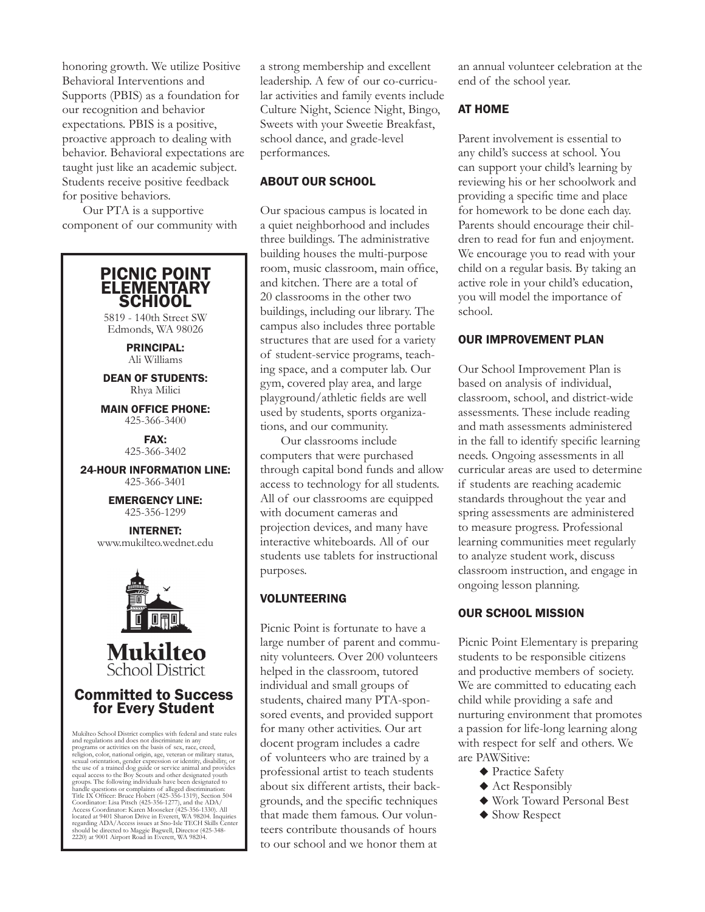honoring growth. We utilize Positive Behavioral Interventions and Supports (PBIS) as a foundation for our recognition and behavior expectations. PBIS is a positive, proactive approach to dealing with behavior. Behavioral expectations are taught just like an academic subject. Students receive positive feedback for positive behaviors.

Our PTA is a supportive component of our community with a strong membership and excellent leadership. A few of our co-curricular activities and family events include Culture Night, Science Night, Bingo, Sweets with your Sweetie Breakfast, school dance, and grade-level performances.

## ABOUT OUR SCHOOL

Our spacious campus is located in a quiet neighborhood and includes three buildings. The administrative building houses the multi-purpose room, music classroom, main office, and kitchen. There are a total of 20 classrooms in the other two buildings, including our library. The campus also includes three portable structures that are used for a variety of student-service programs, teaching space, and a computer lab. Our gym, covered play area, and large playground/athletic fields are well used by students, sports organizations, and our community.

Our classrooms include computers that were purchased through capital bond funds and allow access to technology for all students. All of our classrooms are equipped with document cameras and projection devices, and many have interactive whiteboards. All of our students use tablets for instructional purposes.

## VOLUNTEERING

Picnic Point is fortunate to have a large number of parent and community volunteers. Over 200 volunteers helped in the classroom, tutored individual and small groups of students, chaired many PTA-sponsored events, and provided support for many other activities. Our art docent program includes a cadre of volunteers who are trained by a professional artist to teach students about six different artists, their backgrounds, and the specific techniques that made them famous. Our volunteers contribute thousands of hours to our school and we honor them at an annual volunteer celebration at the end of the school year.

## AT HOME

Parent involvement is essential to any child's success at school. You can support your child's learning by reviewing his or her schoolwork and providing a specific time and place for homework to be done each day. Parents should encourage their children to read for fun and enjoyment. We encourage you to read with your child on a regular basis. By taking an active role in your child's education, you will model the importance of school.

## OUR IMPROVEMENT PLAN

Our School Improvement Plan is based on analysis of individual, classroom, school, and district-wide assessments. These include reading and math assessments administered in the fall to identify specific learning needs. Ongoing assessments in all curricular areas are used to determine if students are reaching academic standards throughout the year and spring assessments are administered to measure progress. Professional learning communities meet regularly to analyze student work, discuss classroom instruction, and engage in ongoing lesson planning.

## OUR SCHOOL MISSION

Picnic Point Elementary is preparing students to be responsible citizens and productive members of society. We are committed to educating each child while providing a safe and nurturing environment that promotes a passion for life-long learning along with respect for self and others. We are PAWSitive:

- Practice Safety
- Act Responsibly
- Work Toward Personal Best
- Show Respect

---

## PICNIC POINT ELEMENTARY SCHIOOL

5819 - 140th Street SW
Edmonds, WA 98026

**PRINCIPAL:**
Ali Williams

**DEAN OF STUDENTS:**
Rhya Milici

**MAIN OFFICE PHONE:**
425-366-3400

**FAX:**
425-366-3402

**24-HOUR INFORMATION LINE:**
425-366-3401

**EMERGENCY LINE:**
425-356-1299

**INTERNET:**
www.mukilteo.wednet.edu

**Mukilteo** School District

### Committed to Success for Every Student

Mukilteo School District complies with federal and state rules and regulations and does not discriminate in any programs or activities on the basis of sex, race, creed, religion, color, national origin, age, veteran or military status, sexual orientation, gender expression or identity, disability, or the use of a trained dog guide or service animal and provides equal access to the Boy Scouts and other designated youth groups. The following individuals have been designated to handle questions or complaints of alleged discrimination: Title IX Officer: Bruce Hobert (425-356-1319), Section 504 Coordinator: Lisa Pitsch (425-356-1277), and the ADA/Access Coordinator: Karen Mooseker (425-356-1330). All located at 9401 Sharon Drive in Everett, WA 98204. Inquiries regarding ADA/Access issues at Sno-Isle TECH Skills Center should be directed to Maggie Bagwell, Director (425-348-2220) at 9001 Airport Road in Everett, WA 98204.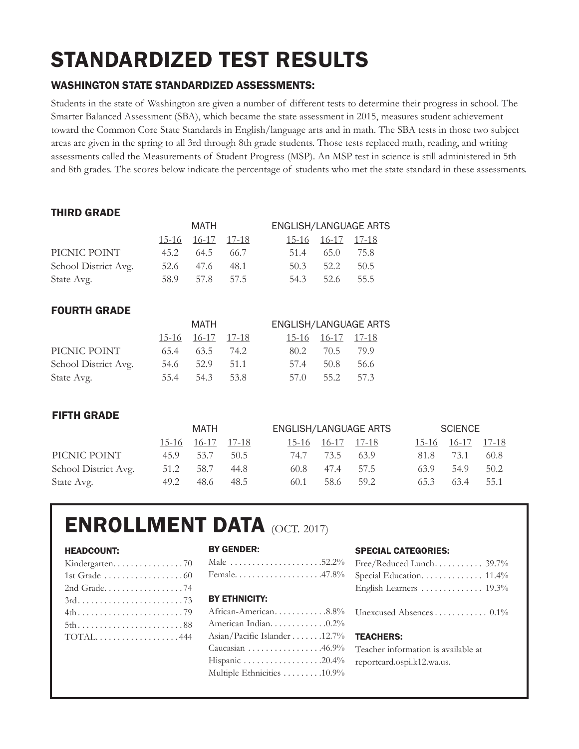# STANDARDIZED TEST RESULTS

## WASHINGTON STATE STANDARDIZED ASSESSMENTS:

Students in the state of Washington are given a number of different tests to determine their progress in school. The Smarter Balanced Assessment (SBA), which became the state assessment in 2015, measures student achievement toward the Common Core State Standards in English/language arts and in math. The SBA tests in those two subject areas are given in the spring to all 3rd through 8th grade students. Those tests replaced math, reading, and writing assessments called the Measurements of Student Progress (MSP). An MSP test in science is still administered in 5th and 8th grades. The scores below indicate the percentage of students who met the state standard in these assessments.

### THIRD GRADE

| | MATH | | | ENGLISH/LANGUAGE ARTS | | |
|---|---|---|---|---|---|---|
| | 15-16 | 16-17 | 17-18 | 15-16 | 16-17 | 17-18 |
| PICNIC POINT | 45.2 | 64.5 | 66.7 | 51.4 | 65.0 | 75.8 |
| School District Avg. | 52.6 | 47.6 | 48.1 | 50.3 | 52.2 | 50.5 |
| State Avg. | 58.9 | 57.8 | 57.5 | 54.3 | 52.6 | 55.5 |

### FOURTH GRADE

| | MATH | | | ENGLISH/LANGUAGE ARTS | | |
|---|---|---|---|---|---|---|
| | 15-16 | 16-17 | 17-18 | 15-16 | 16-17 | 17-18 |
| PICNIC POINT | 65.4 | 63.5 | 74.2 | 80.2 | 70.5 | 79.9 |
| School District Avg. | 54.6 | 52.9 | 51.1 | 57.4 | 50.8 | 56.6 |
| State Avg. | 55.4 | 54.3 | 53.8 | 57.0 | 55.2 | 57.3 |

### FIFTH GRADE

| | MATH | | | ENGLISH/LANGUAGE ARTS | | | SCIENCE | | |
|---|---|---|---|---|---|---|---|---|---|
| | 15-16 | 16-17 | 17-18 | 15-16 | 16-17 | 17-18 | 15-16 | 16-17 | 17-18 |
| PICNIC POINT | 45.9 | 53.7 | 50.5 | 74.7 | 73.5 | 63.9 | 81.8 | 73.1 | 60.8 |
| School District Avg. | 51.2 | 58.7 | 44.8 | 60.8 | 47.4 | 57.5 | 63.9 | 54.9 | 50.2 |
| State Avg. | 49.2 | 48.6 | 48.5 | 60.1 | 58.6 | 59.2 | 65.3 | 63.4 | 55.1 |

# ENROLLMENT DATA (OCT. 2017)

### HEADCOUNT:

- Kindergarten. . . . . . . . . . . . . . . .70
- 1st Grade . . . . . . . . . . . . . . . . . .60
- 2nd Grade. . . . . . . . . . . . . . . . . .74
- 3rd. . . . . . . . . . . . . . . . . . . . . . . .73
- 4th. . . . . . . . . . . . . . . . . . . . . . . .79
- 5th. . . . . . . . . . . . . . . . . . . . . . . .88
- TOTAL. . . . . . . . . . . . . . . . . . .444

### BY GENDER:

- Male . . . . . . . . . . . . . . . . . . . .52.2%
- Female. . . . . . . . . . . . . . . . . . .47.8%

### BY ETHNICITY:

- African-American. . . . . . . . . . . .8.8%
- American Indian. . . . . . . . . . . . .0.2%
- Asian/Pacific Islander . . . . . . .12.7%
- Caucasian . . . . . . . . . . . . . . . .46.9%
- Hispanic . . . . . . . . . . . . . . . . .20.4%
- Multiple Ethnicities . . . . . . . . .10.9%

### SPECIAL CATEGORIES:

- Free/Reduced Lunch. . . . . . . . . . . 39.7%
- Special Education. . . . . . . . . . . . . 11.4%
- English Learners . . . . . . . . . . . . . 19.3%

- Unexcused Absences . . . . . . . . . . . . 0.1%

### TEACHERS:

Teacher information is available at reportcard.ospi.k12.wa.us.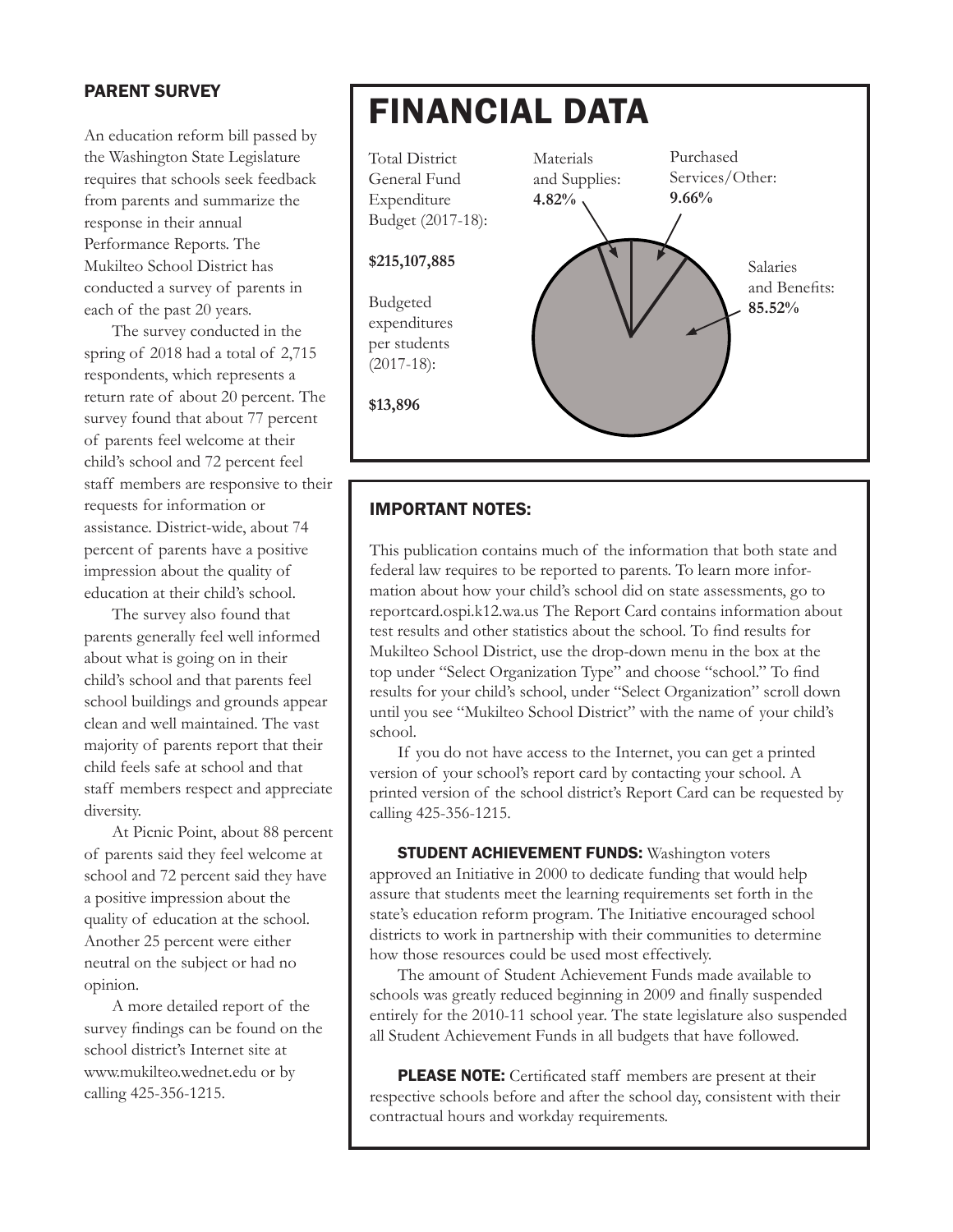## PARENT SURVEY

An education reform bill passed by the Washington State Legislature requires that schools seek feedback from parents and summarize the response in their annual Performance Reports. The Mukilteo School District has conducted a survey of parents in each of the past 20 years.

The survey conducted in the spring of 2018 had a total of 2,715 respondents, which represents a return rate of about 20 percent. The survey found that about 77 percent of parents feel welcome at their child's school and 72 percent feel staff members are responsive to their requests for information or assistance. District-wide, about 74 percent of parents have a positive impression about the quality of education at their child's school.

The survey also found that parents generally feel well informed about what is going on in their child's school and that parents feel school buildings and grounds appear clean and well maintained. The vast majority of parents report that their child feels safe at school and that staff members respect and appreciate diversity.

At Picnic Point, about 88 percent of parents said they feel welcome at school and 72 percent said they have a positive impression about the quality of education at the school. Another 25 percent were either neutral on the subject or had no opinion.

A more detailed report of the survey findings can be found on the school district's Internet site at www.mukilteo.wednet.edu or by calling 425-356-1215.

# FINANCIAL DATA

Total District General Fund Expenditure Budget (2017-18):

**$215,107,885**

Budgeted expenditures per students (2017-18):

**$13,896**

Materials and Supplies: **4.82%**

Purchased Services/Other: **9.66%**

Salaries and Benefits: **85.52%**

## IMPORTANT NOTES:

This publication contains much of the information that both state and federal law requires to be reported to parents. To learn more information about how your child's school did on state assessments, go to reportcard.ospi.k12.wa.us The Report Card contains information about test results and other statistics about the school. To find results for Mukilteo School District, use the drop-down menu in the box at the top under "Select Organization Type" and choose "school." To find results for your child's school, under "Select Organization" scroll down until you see "Mukilteo School District" with the name of your child's school.

If you do not have access to the Internet, you can get a printed version of your school's report card by contacting your school. A printed version of the school district's Report Card can be requested by calling 425-356-1215.

**STUDENT ACHIEVEMENT FUNDS:** Washington voters approved an Initiative in 2000 to dedicate funding that would help assure that students meet the learning requirements set forth in the state's education reform program. The Initiative encouraged school districts to work in partnership with their communities to determine how those resources could be used most effectively.

The amount of Student Achievement Funds made available to schools was greatly reduced beginning in 2009 and finally suspended entirely for the 2010-11 school year. The state legislature also suspended all Student Achievement Funds in all budgets that have followed.

**PLEASE NOTE:** Certificated staff members are present at their respective schools before and after the school day, consistent with their contractual hours and workday requirements.